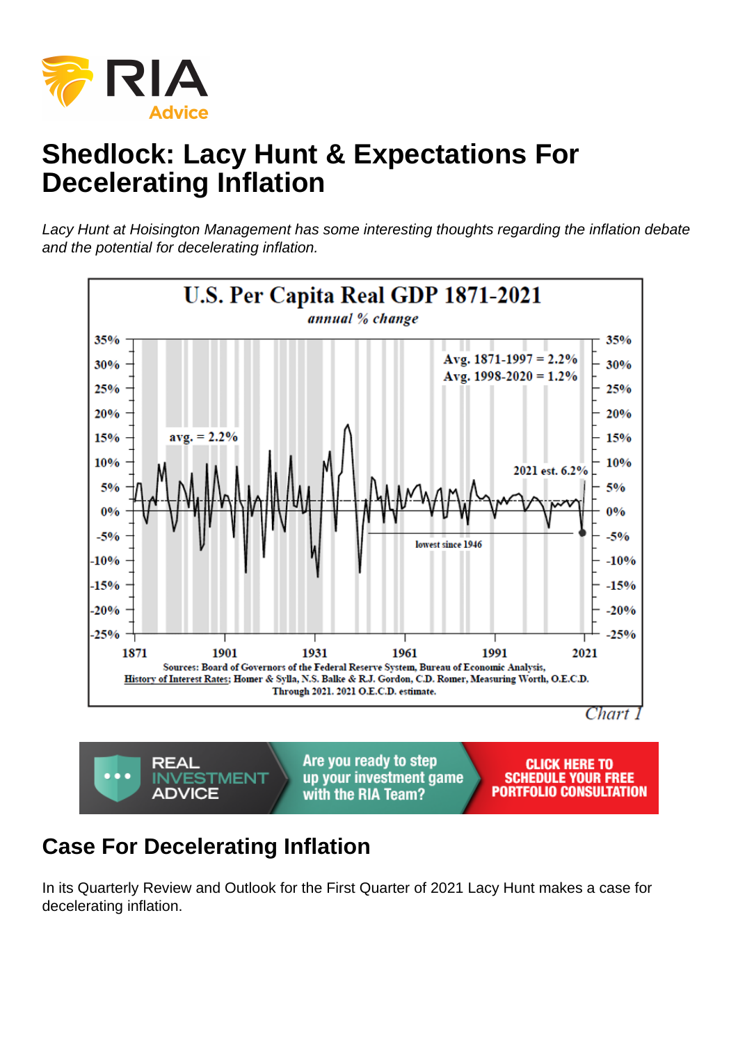# Shedlock: Lacy Hunt & Expectations For Decelerating Inflation

*Lacy Hunt at Hoisington Management has some interesting thoughts regarding the inflation debate and the potential for decelerating inflation.*

## Case For Decelerating Inflation

In its Quarterly Review and Outlook for the First Quarter of 2021 Lacy Hunt makes a case for decelerating inflation.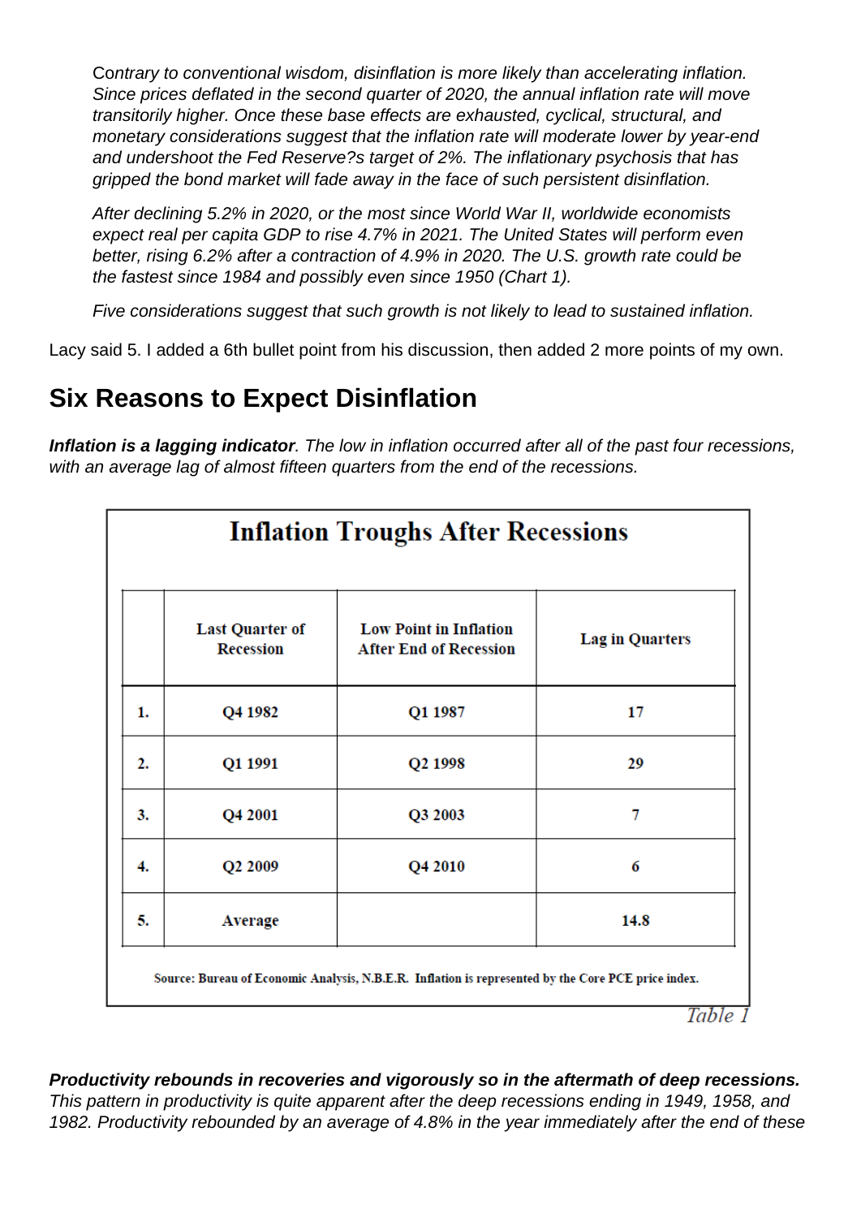*Contrary to conventional wisdom, disinflation is more likely than accelerating inflation. Since prices deflated in the second quarter of 2020, the annual inflation rate will move transitorily higher. Once these base effects are exhausted, cyclical, structural, and monetary considerations suggest that the inflation rate will moderate lower by year-end and undershoot the Fed Reserve?s target of 2%. The inflationary psychosis that has gripped the bond market will fade away in the face of such persistent disinflation.*

*After declining 5.2% in 2020, or the most since World War II, worldwide economists expect real per capita GDP to rise 4.7% in 2021. The United States will perform even better, rising 6.2% after a contraction of 4.9% in 2020. The U.S. growth rate could be the fastest since 1984 and possibly even since 1950 (Chart 1).*

*Five considerations suggest that such growth is not likely to lead to sustained inflation.*

Lacy said 5. I added a 6th bullet point from his discussion, then added 2 more points of my own.

## Six Reasons to Expect Disinflation

***Inflation is a lagging indicator****. The low in inflation occurred after all of the past four recessions, with an average lag of almost fifteen quarters from the end of the recessions.*

**Inflation Troughs After Recessions**

| | Last Quarter of Recession | Low Point in Inflation After End of Recession | Lag in Quarters |
|---|---|---|---|
| 1. | Q4 1982 | Q1 1987 | 17 |
| 2. | Q1 1991 | Q2 1998 | 29 |
| 3. | Q4 2001 | Q3 2003 | 7 |
| 4. | Q2 2009 | Q4 2010 | 6 |
| 5. | Average | | 14.8 |

Source: Bureau of Economic Analysis, N.B.E.R. Inflation is represented by the Core PCE price index.

*Table 1*

***Productivity rebounds in recoveries and vigorously so in the aftermath of deep recessions.*** *This pattern in productivity is quite apparent after the deep recessions ending in 1949, 1958, and 1982. Productivity rebounded by an average of 4.8% in the year immediately after the end of these*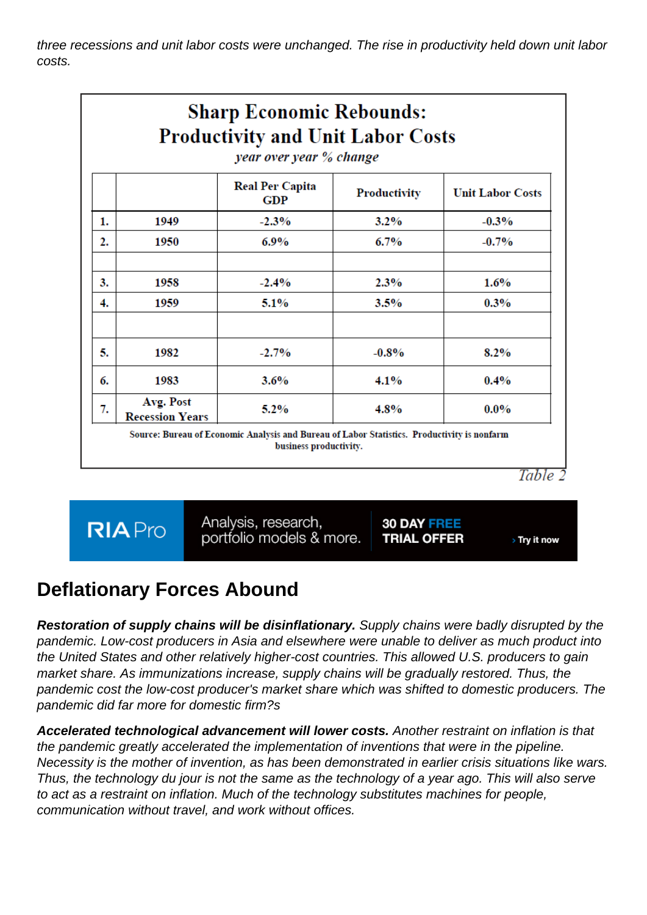*three recessions and unit labor costs were unchanged. The rise in productivity held down unit labor costs.*

**Sharp Economic Rebounds: Productivity and Unit Labor Costs**

*year over year % change*

| | | Real Per Capita GDP | Productivity | Unit Labor Costs |
|---|---|---|---|---|
| 1. | 1949 | -2.3% | 3.2% | -0.3% |
| 2. | 1950 | 6.9% | 6.7% | -0.7% |
| | | | | |
| 3. | 1958 | -2.4% | 2.3% | 1.6% |
| 4. | 1959 | 5.1% | 3.5% | 0.3% |
| | | | | |
| 5. | 1982 | -2.7% | -0.8% | 8.2% |
| 6. | 1983 | 3.6% | 4.1% | 0.4% |
| 7. | Avg. Post Recession Years | 5.2% | 4.8% | 0.0% |

Source: Bureau of Economic Analysis and Bureau of Labor Statistics. Productivity is nonfarm business productivity.

*Table 2*

## Deflationary Forces Abound

***Restoration of supply chains will be disinflationary.*** *Supply chains were badly disrupted by the pandemic. Low-cost producers in Asia and elsewhere were unable to deliver as much product into the United States and other relatively higher-cost countries. This allowed U.S. producers to gain market share. As immunizations increase, supply chains will be gradually restored. Thus, the pandemic cost the low-cost producer's market share which was shifted to domestic producers. The pandemic did far more for domestic firm?s*

***Accelerated technological advancement will lower costs.*** *Another restraint on inflation is that the pandemic greatly accelerated the implementation of inventions that were in the pipeline. Necessity is the mother of invention, as has been demonstrated in earlier crisis situations like wars. Thus, the technology du jour is not the same as the technology of a year ago. This will also serve to act as a restraint on inflation. Much of the technology substitutes machines for people, communication without travel, and work without offices.*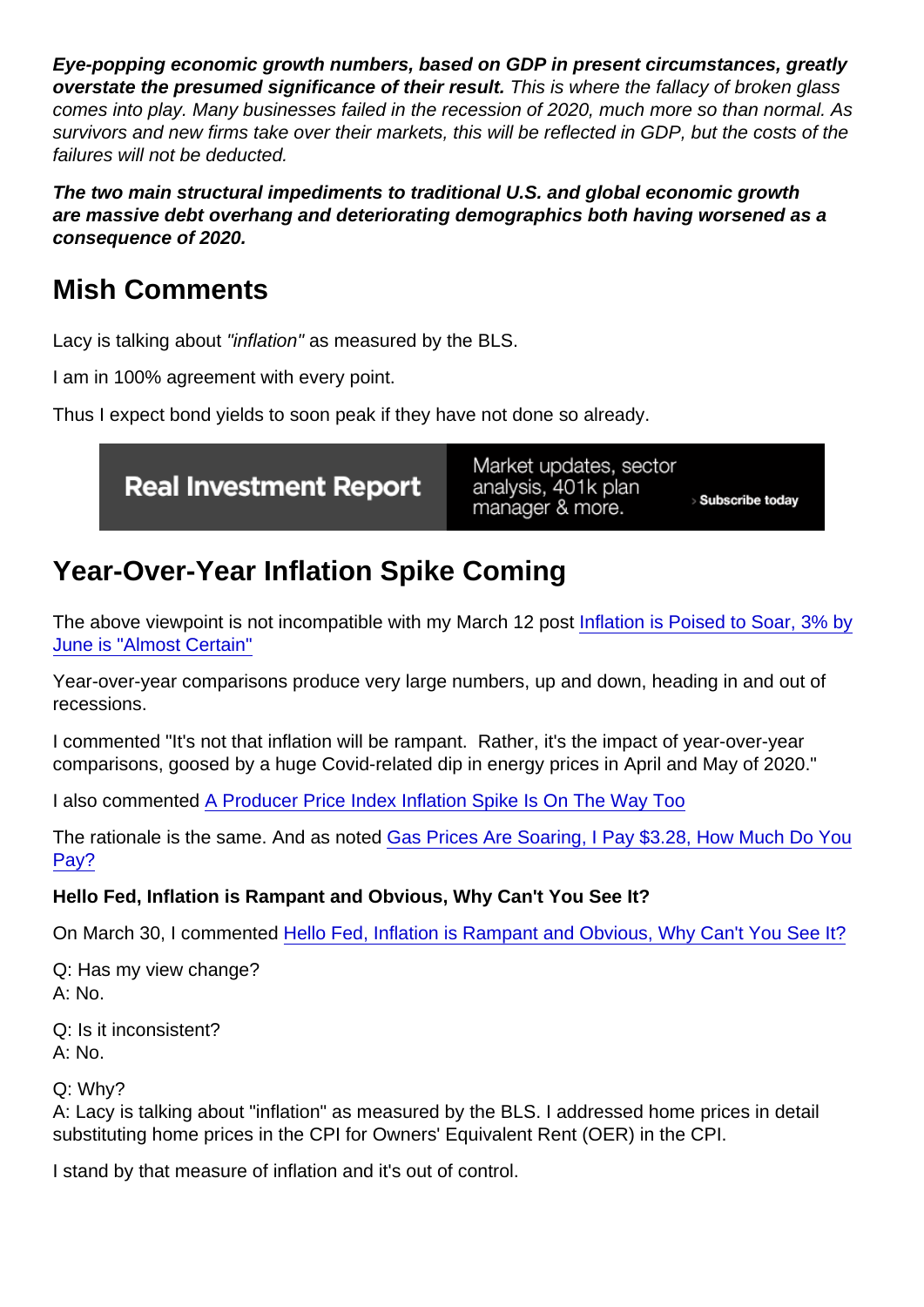***Eye-popping economic growth numbers, based on GDP in present circumstances, greatly overstate the presumed significance of their result.*** *This is where the fallacy of broken glass comes into play. Many businesses failed in the recession of 2020, much more so than normal. As survivors and new firms take over their markets, this will be reflected in GDP, but the costs of the failures will not be deducted.*

***The two main structural impediments to traditional U.S. and global economic growth are massive debt overhang and deteriorating demographics both having worsened as a consequence of 2020.***

## Mish Comments

Lacy is talking about *"inflation"* as measured by the BLS.

I am in 100% agreement with every point.

Thus I expect bond yields to soon peak if they have not done so already.

Real Investment Report | Market updates, sector analysis, 401k plan manager & more. › Subscribe today

## Year-Over-Year Inflation Spike Coming

The above viewpoint is not incompatible with my March 12 post [Inflation is Poised to Soar, 3% by June is "Almost Certain"]()

Year-over-year comparisons produce very large numbers, up and down, heading in and out of recessions.

I commented "It's not that inflation will be rampant.  Rather, it's the impact of year-over-year comparisons, goosed by a huge Covid-related dip in energy prices in April and May of 2020."

I also commented [A Producer Price Index Inflation Spike Is On The Way Too]()

The rationale is the same. And as noted [Gas Prices Are Soaring, I Pay $3.28, How Much Do You Pay?]()

**Hello Fed, Inflation is Rampant and Obvious, Why Can't You See It?**

On March 30, I commented [Hello Fed, Inflation is Rampant and Obvious, Why Can't You See It?]()

Q: Has my view change?
A: No.

Q: Is it inconsistent?
A: No.

Q: Why?
A: Lacy is talking about "inflation" as measured by the BLS. I addressed home prices in detail substituting home prices in the CPI for Owners' Equivalent Rent (OER) in the CPI.

I stand by that measure of inflation and it's out of control.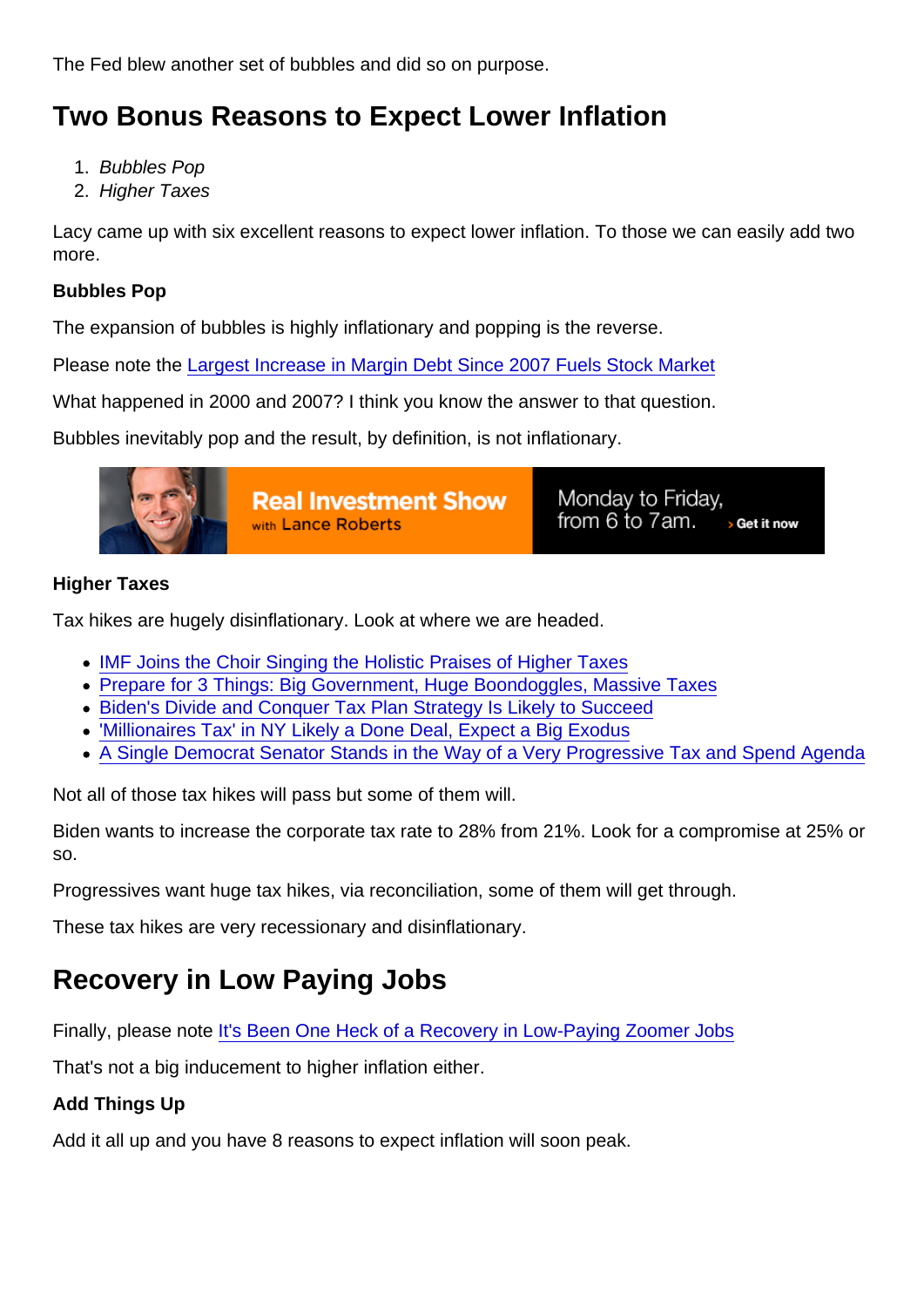The Fed blew another set of bubbles and did so on purpose.

## Two Bonus Reasons to Expect Lower Inflation

1. *Bubbles Pop*
2. *Higher Taxes*

Lacy came up with six excellent reasons to expect lower inflation. To those we can easily add two more.

**Bubbles Pop**

The expansion of bubbles is highly inflationary and popping is the reverse.

Please note the Largest Increase in Margin Debt Since 2007 Fuels Stock Market

What happened in 2000 and 2007? I think you know the answer to that question.

Bubbles inevitably pop and the result, by definition, is not inflationary.

**Higher Taxes**

Tax hikes are hugely disinflationary. Look at where we are headed.

- IMF Joins the Choir Singing the Holistic Praises of Higher Taxes
- Prepare for 3 Things: Big Government, Huge Boondoggles, Massive Taxes
- Biden's Divide and Conquer Tax Plan Strategy Is Likely to Succeed
- 'Millionaires Tax' in NY Likely a Done Deal, Expect a Big Exodus
- A Single Democrat Senator Stands in the Way of a Very Progressive Tax and Spend Agenda

Not all of those tax hikes will pass but some of them will.

Biden wants to increase the corporate tax rate to 28% from 21%. Look for a compromise at 25% or so.

Progressives want huge tax hikes, via reconciliation, some of them will get through.

These tax hikes are very recessionary and disinflationary.

## Recovery in Low Paying Jobs

Finally, please note It's Been One Heck of a Recovery in Low-Paying Zoomer Jobs

That's not a big inducement to higher inflation either.

**Add Things Up**

Add it all up and you have 8 reasons to expect inflation will soon peak.